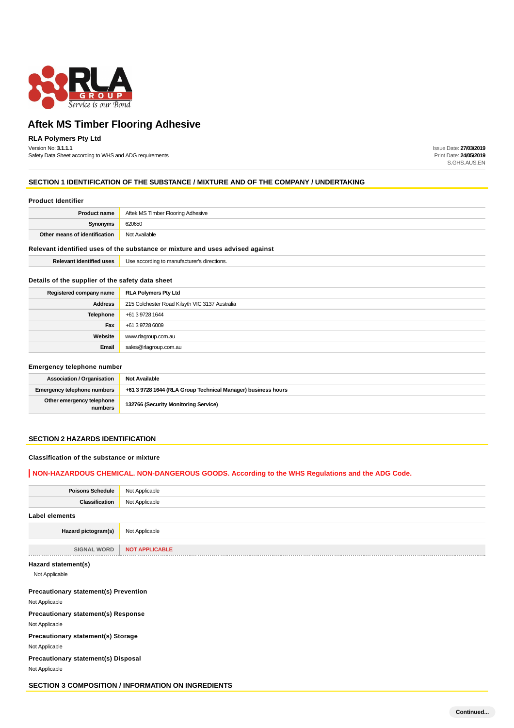# Aftek MS Timber Flooring Adhesive

**RLA Polymers Pty Ltd**

Version No: **3.1.1.1**
Safety Data Sheet according to WHS and ADG requirements

Issue Date: **27/03/2019**
Print Date: **24/05/2019**
S.GHS.AUS.EN

## SECTION 1 IDENTIFICATION OF THE SUBSTANCE / MIXTURE AND OF THE COMPANY / UNDERTAKING

### Product Identifier

| | |
|---|---|
| **Product name** | Aftek MS Timber Flooring Adhesive |
| **Synonyms** | 620650 |
| **Other means of identification** | Not Available |

### Relevant identified uses of the substance or mixture and uses advised against

| | |
|---|---|
| **Relevant identified uses** | Use according to manufacturer's directions. |

### Details of the supplier of the safety data sheet

| | |
|---|---|
| **Registered company name** | **RLA Polymers Pty Ltd** |
| **Address** | 215 Colchester Road Kilsyth VIC 3137 Australia |
| **Telephone** | +61 3 9728 1644 |
| **Fax** | +61 3 9728 6009 |
| **Website** | www.rlagroup.com.au |
| **Email** | sales@rlagroup.com.au |

### Emergency telephone number

| | |
|---|---|
| **Association / Organisation** | **Not Available** |
| **Emergency telephone numbers** | **+61 3 9728 1644 (RLA Group Technical Manager) business hours** |
| **Other emergency telephone numbers** | **132766 (Security Monitoring Service)** |

## SECTION 2 HAZARDS IDENTIFICATION

### Classification of the substance or mixture

**NON-HAZARDOUS CHEMICAL. NON-DANGEROUS GOODS. According to the WHS Regulations and the ADG Code.**

| | |
|---|---|
| **Poisons Schedule** | Not Applicable |
| **Classification** | Not Applicable |

### Label elements

| | |
|---|---|
| **Hazard pictogram(s)** | Not Applicable |
| **SIGNAL WORD** | **NOT APPLICABLE** |

### Hazard statement(s)

Not Applicable

### Precautionary statement(s) Prevention

Not Applicable

### Precautionary statement(s) Response

Not Applicable

### Precautionary statement(s) Storage

Not Applicable

### Precautionary statement(s) Disposal

Not Applicable

## SECTION 3 COMPOSITION / INFORMATION ON INGREDIENTS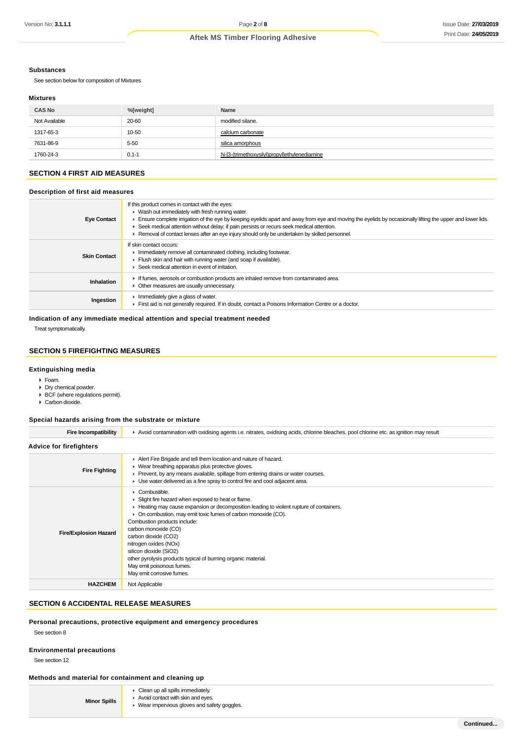### Substances

See section below for composition of Mixtures

### Mixtures

| CAS No | %[weight] | Name |
|---|---|---|
| Not Available | 20-60 | modified silane. |
| 1317-65-3 | 10-50 | calcium carbonate |
| 7631-86-9 | 5-50 | silica amorphous |
| 1760-24-3 | 0.1-1 | N-[3-(trimethoxysilyl)propyl]ethylenediamine |

## SECTION 4 FIRST AID MEASURES

### Description of first aid measures

| | |
|---|---|
| **Eye Contact** | If this product comes in contact with the eyes: ▸ Wash out immediately with fresh running water. ▸ Ensure complete irrigation of the eye by keeping eyelids apart and away from eye and moving the eyelids by occasionally lifting the upper and lower lids. ▸ Seek medical attention without delay; if pain persists or recurs seek medical attention. ▸ Removal of contact lenses after an eye injury should only be undertaken by skilled personnel. |
| **Skin Contact** | If skin contact occurs: ▸ Immediately remove all contaminated clothing, including footwear. ▸ Flush skin and hair with running water (and soap if available). ▸ Seek medical attention in event of irritation. |
| **Inhalation** | ▸ If fumes, aerosols or combustion products are inhaled remove from contaminated area. ▸ Other measures are usually unnecessary. |
| **Ingestion** | ▸ Immediately give a glass of water. ▸ First aid is not generally required. If in doubt, contact a Poisons Information Centre or a doctor. |

### Indication of any immediate medical attention and special treatment needed

Treat symptomatically.

## SECTION 5 FIREFIGHTING MEASURES

### Extinguishing media

- Foam.
- Dry chemical powder.
- BCF (where regulations permit).
- Carbon dioxide.

### Special hazards arising from the substrate or mixture

| | |
|---|---|
| **Fire Incompatibility** | ▸ Avoid contamination with oxidising agents i.e. nitrates, oxidising acids, chlorine bleaches, pool chlorine etc. as ignition may result |

### Advice for firefighters

| | |
|---|---|
| **Fire Fighting** | ▸ Alert Fire Brigade and tell them location and nature of hazard. ▸ Wear breathing apparatus plus protective gloves. ▸ Prevent, by any means available, spillage from entering drains or water courses. ▸ Use water delivered as a fine spray to control fire and cool adjacent area. |
| **Fire/Explosion Hazard** | ▸ Combustible. ▸ Slight fire hazard when exposed to heat or flame. ▸ Heating may cause expansion or decomposition leading to violent rupture of containers. ▸ On combustion, may emit toxic fumes of carbon monoxide (CO). Combustion products include: carbon monoxide (CO) carbon dioxide (CO2) nitrogen oxides (NOx) silicon dioxide (SiO2) other pyrolysis products typical of burning organic material. May emit poisonous fumes. May emit corrosive fumes. |
| **HAZCHEM** | Not Applicable |

## SECTION 6 ACCIDENTAL RELEASE MEASURES

### Personal precautions, protective equipment and emergency procedures

See section 8

### Environmental precautions

See section 12

### Methods and material for containment and cleaning up

| | |
|---|---|
| **Minor Spills** | ▸ Clean up all spills immediately. ▸ Avoid contact with skin and eyes. ▸ Wear impervious gloves and safety goggles. |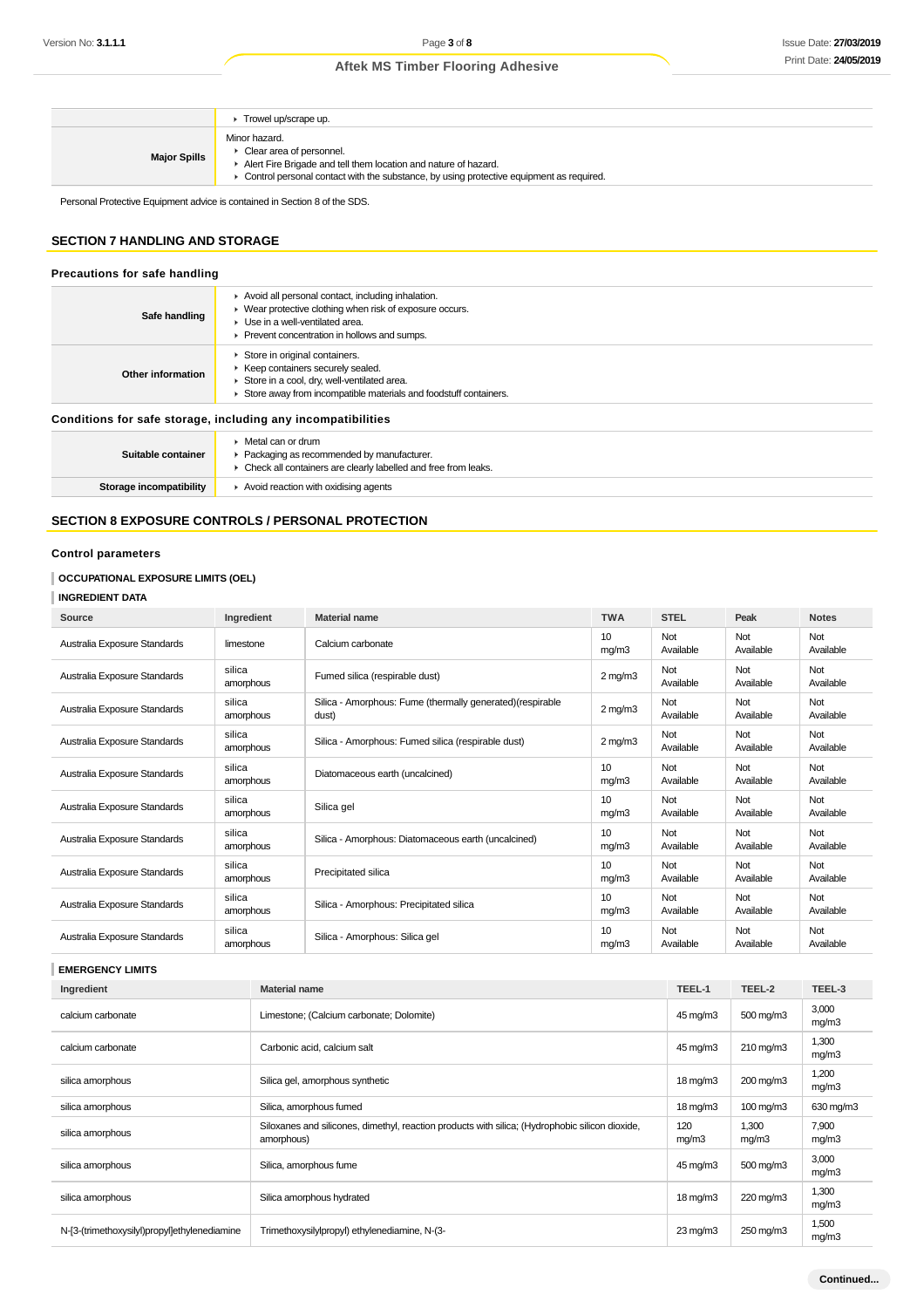| | |
|---|---|
| | ▸ Trowel up/scrape up. |
| **Major Spills** | Minor hazard.<br>▸ Clear area of personnel.<br>▸ Alert Fire Brigade and tell them location and nature of hazard.<br>▸ Control personal contact with the substance, by using protective equipment as required. |

Personal Protective Equipment advice is contained in Section 8 of the SDS.

## SECTION 7 HANDLING AND STORAGE

### Precautions for safe handling

| | |
|---|---|
| **Safe handling** | ▸ Avoid all personal contact, including inhalation.<br>▸ Wear protective clothing when risk of exposure occurs.<br>▸ Use in a well-ventilated area.<br>▸ Prevent concentration in hollows and sumps. |
| **Other information** | ▸ Store in original containers.<br>▸ Keep containers securely sealed.<br>▸ Store in a cool, dry, well-ventilated area.<br>▸ Store away from incompatible materials and foodstuff containers. |

### Conditions for safe storage, including any incompatibilities

| | |
|---|---|
| **Suitable container** | ▸ Metal can or drum<br>▸ Packaging as recommended by manufacturer.<br>▸ Check all containers are clearly labelled and free from leaks. |
| **Storage incompatibility** | ▸ Avoid reaction with oxidising agents |

## SECTION 8 EXPOSURE CONTROLS / PERSONAL PROTECTION

### Control parameters

**OCCUPATIONAL EXPOSURE LIMITS (OEL)**

**INGREDIENT DATA**

| Source | Ingredient | Material name | TWA | STEL | Peak | Notes |
|---|---|---|---|---|---|---|
| Australia Exposure Standards | limestone | Calcium carbonate | 10 mg/m3 | Not Available | Not Available | Not Available |
| Australia Exposure Standards | silica amorphous | Fumed silica (respirable dust) | 2 mg/m3 | Not Available | Not Available | Not Available |
| Australia Exposure Standards | silica amorphous | Silica - Amorphous: Fume (thermally generated)(respirable dust) | 2 mg/m3 | Not Available | Not Available | Not Available |
| Australia Exposure Standards | silica amorphous | Silica - Amorphous: Fumed silica (respirable dust) | 2 mg/m3 | Not Available | Not Available | Not Available |
| Australia Exposure Standards | silica amorphous | Diatomaceous earth (uncalcined) | 10 mg/m3 | Not Available | Not Available | Not Available |
| Australia Exposure Standards | silica amorphous | Silica gel | 10 mg/m3 | Not Available | Not Available | Not Available |
| Australia Exposure Standards | silica amorphous | Silica - Amorphous: Diatomaceous earth (uncalcined) | 10 mg/m3 | Not Available | Not Available | Not Available |
| Australia Exposure Standards | silica amorphous | Precipitated silica | 10 mg/m3 | Not Available | Not Available | Not Available |
| Australia Exposure Standards | silica amorphous | Silica - Amorphous: Precipitated silica | 10 mg/m3 | Not Available | Not Available | Not Available |
| Australia Exposure Standards | silica amorphous | Silica - Amorphous: Silica gel | 10 mg/m3 | Not Available | Not Available | Not Available |

**EMERGENCY LIMITS**

| Ingredient | Material name | TEEL-1 | TEEL-2 | TEEL-3 |
|---|---|---|---|---|
| calcium carbonate | Limestone; (Calcium carbonate; Dolomite) | 45 mg/m3 | 500 mg/m3 | 3,000 mg/m3 |
| calcium carbonate | Carbonic acid, calcium salt | 45 mg/m3 | 210 mg/m3 | 1,300 mg/m3 |
| silica amorphous | Silica gel, amorphous synthetic | 18 mg/m3 | 200 mg/m3 | 1,200 mg/m3 |
| silica amorphous | Silica, amorphous fumed | 18 mg/m3 | 100 mg/m3 | 630 mg/m3 |
| silica amorphous | Siloxanes and silicones, dimethyl, reaction products with silica; (Hydrophobic silicon dioxide, amorphous) | 120 mg/m3 | 1,300 mg/m3 | 7,900 mg/m3 |
| silica amorphous | Silica, amorphous fume | 45 mg/m3 | 500 mg/m3 | 3,000 mg/m3 |
| silica amorphous | Silica amorphous hydrated | 18 mg/m3 | 220 mg/m3 | 1,300 mg/m3 |
| N-[3-(trimethoxysilyl)propyl]ethylenediamine | Trimethoxysilylpropyl) ethylenediamine, N-(3- | 23 mg/m3 | 250 mg/m3 | 1,500 mg/m3 |

Continued...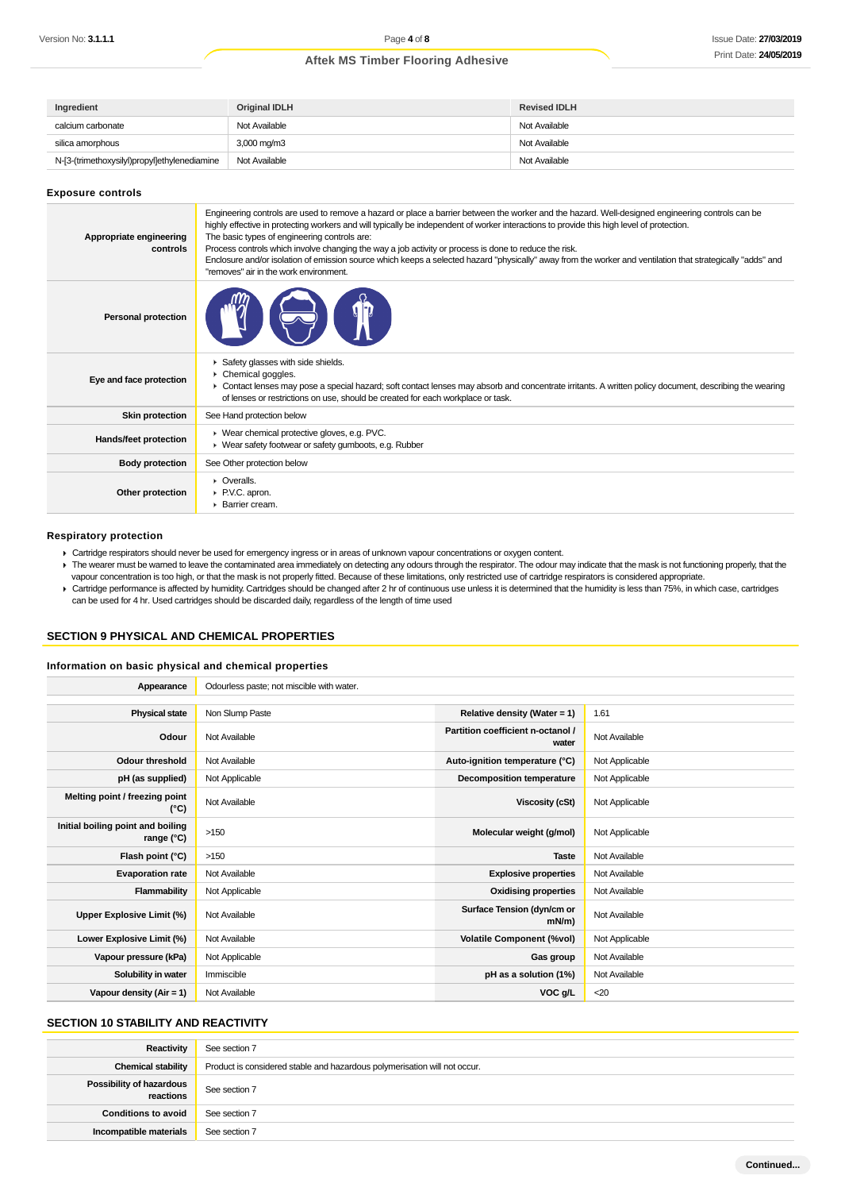| Ingredient | Original IDLH | Revised IDLH |
| --- | --- | --- |
| calcium carbonate | Not Available | Not Available |
| silica amorphous | 3,000 mg/m3 | Not Available |
| N-[3-(trimethoxysilyl)propyl]ethylenediamine | Not Available | Not Available |

### Exposure controls

| | |
| --- | --- |
| **Appropriate engineering controls** | Engineering controls are used to remove a hazard or place a barrier between the worker and the hazard. Well-designed engineering controls can be highly effective in protecting workers and will typically be independent of worker interactions to provide this high level of protection.<br>The basic types of engineering controls are:<br>Process controls which involve changing the way a job activity or process is done to reduce the risk.<br>Enclosure and/or isolation of emission source which keeps a selected hazard "physically" away from the worker and ventilation that strategically "adds" and "removes" air in the work environment. |
| **Personal protection** | |
| **Eye and face protection** | ▸ Safety glasses with side shields.<br>▸ Chemical goggles.<br>▸ Contact lenses may pose a special hazard; soft contact lenses may absorb and concentrate irritants. A written policy document, describing the wearing of lenses or restrictions on use, should be created for each workplace or task. |
| **Skin protection** | See Hand protection below |
| **Hands/feet protection** | ▸ Wear chemical protective gloves, e.g. PVC.<br>▸ Wear safety footwear or safety gumboots, e.g. Rubber |
| **Body protection** | See Other protection below |
| **Other protection** | ▸ Overalls.<br>▸ P.V.C. apron.<br>▸ Barrier cream. |

### Respiratory protection

- Cartridge respirators should never be used for emergency ingress or in areas of unknown vapour concentrations or oxygen content.
- The wearer must be warned to leave the contaminated area immediately on detecting any odours through the respirator. The odour may indicate that the mask is not functioning properly, that the vapour concentration is too high, or that the mask is not properly fitted. Because of these limitations, only restricted use of cartridge respirators is considered appropriate.
- Cartridge performance is affected by humidity. Cartridges should be changed after 2 hr of continuous use unless it is determined that the humidity is less than 75%, in which case, cartridges can be used for 4 hr. Used cartridges should be discarded daily, regardless of the length of time used

## SECTION 9 PHYSICAL AND CHEMICAL PROPERTIES

### Information on basic physical and chemical properties

| | | | |
| --- | --- | --- | --- |
| **Appearance** | Odourless paste; not miscible with water. | | |
| **Physical state** | Non Slump Paste | **Relative density (Water = 1)** | 1.61 |
| **Odour** | Not Available | **Partition coefficient n-octanol / water** | Not Available |
| **Odour threshold** | Not Available | **Auto-ignition temperature (°C)** | Not Applicable |
| **pH (as supplied)** | Not Applicable | **Decomposition temperature** | Not Applicable |
| **Melting point / freezing point (°C)** | Not Available | **Viscosity (cSt)** | Not Applicable |
| **Initial boiling point and boiling range (°C)** | >150 | **Molecular weight (g/mol)** | Not Applicable |
| **Flash point (°C)** | >150 | **Taste** | Not Available |
| **Evaporation rate** | Not Available | **Explosive properties** | Not Available |
| **Flammability** | Not Applicable | **Oxidising properties** | Not Available |
| **Upper Explosive Limit (%)** | Not Available | **Surface Tension (dyn/cm or mN/m)** | Not Available |
| **Lower Explosive Limit (%)** | Not Available | **Volatile Component (%vol)** | Not Applicable |
| **Vapour pressure (kPa)** | Not Applicable | **Gas group** | Not Available |
| **Solubility in water** | Immiscible | **pH as a solution (1%)** | Not Available |
| **Vapour density (Air = 1)** | Not Available | **VOC g/L** | <20 |

## SECTION 10 STABILITY AND REACTIVITY

| | |
| --- | --- |
| **Reactivity** | See section 7 |
| **Chemical stability** | Product is considered stable and hazardous polymerisation will not occur. |
| **Possibility of hazardous reactions** | See section 7 |
| **Conditions to avoid** | See section 7 |
| **Incompatible materials** | See section 7 |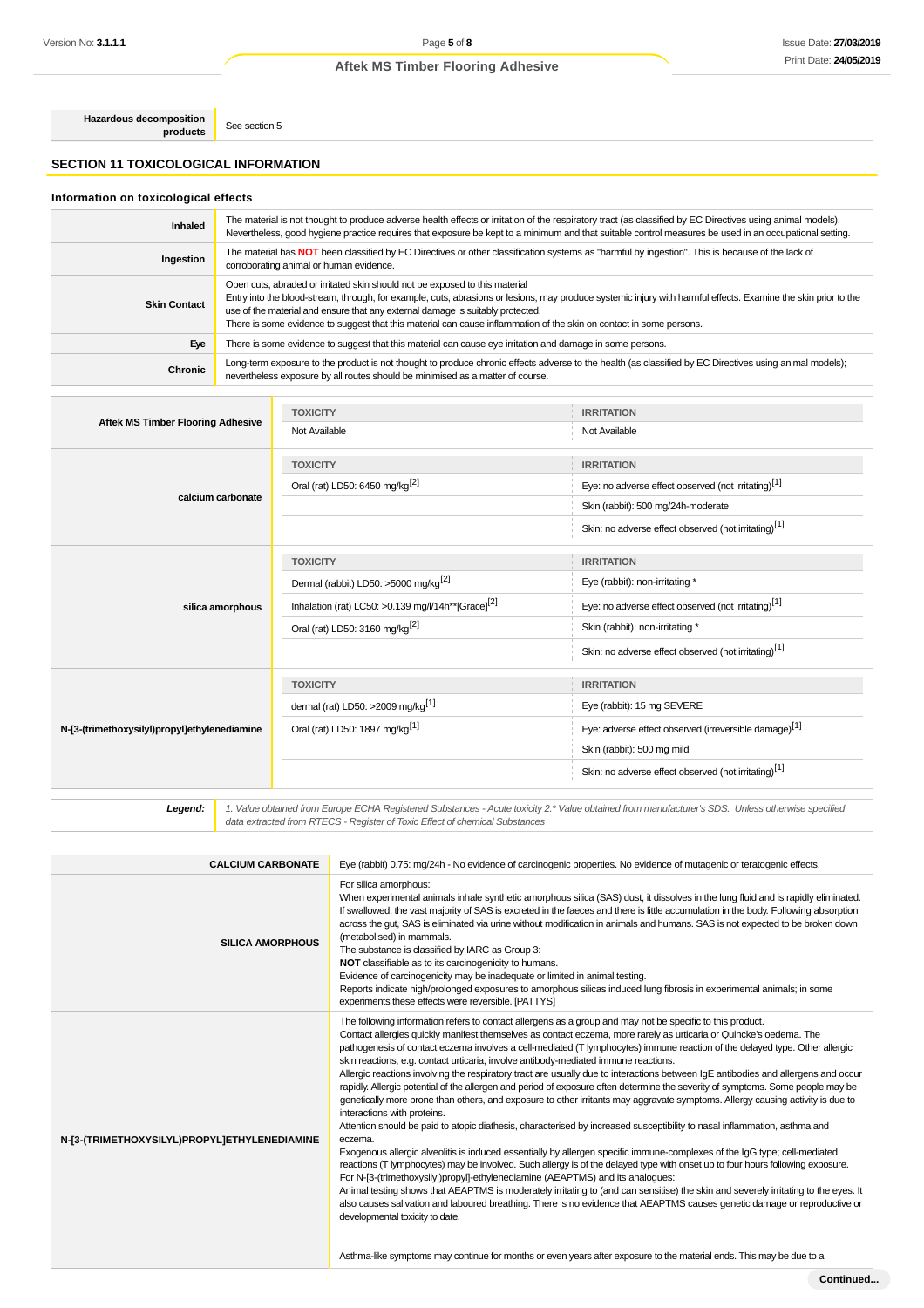| Hazardous decomposition products | See section 5 |
|---|---|

## SECTION 11 TOXICOLOGICAL INFORMATION

### Information on toxicological effects

| | |
|---|---|
| **Inhaled** | The material is not thought to produce adverse health effects or irritation of the respiratory tract (as classified by EC Directives using animal models). Nevertheless, good hygiene practice requires that exposure be kept to a minimum and that suitable control measures be used in an occupational setting. |
| **Ingestion** | The material has **NOT** been classified by EC Directives or other classification systems as "harmful by ingestion". This is because of the lack of corroborating animal or human evidence. |
| **Skin Contact** | Open cuts, abraded or irritated skin should not be exposed to this material<br>Entry into the blood-stream, through, for example, cuts, abrasions or lesions, may produce systemic injury with harmful effects. Examine the skin prior to the use of the material and ensure that any external damage is suitably protected.<br>There is some evidence to suggest that this material can cause inflammation of the skin on contact in some persons. |
| **Eye** | There is some evidence to suggest that this material can cause eye irritation and damage in some persons. |
| **Chronic** | Long-term exposure to the product is not thought to produce chronic effects adverse to the health (as classified by EC Directives using animal models); nevertheless exposure by all routes should be minimised as a matter of course. |

| | TOXICITY | IRRITATION |
|---|---|---|
| **Aftek MS Timber Flooring Adhesive** | Not Available | Not Available |
| **calcium carbonate** | **TOXICITY** | **IRRITATION** |
| | Oral (rat) LD50: 6450 mg/kg[2] | Eye: no adverse effect observed (not irritating)[1] |
| | | Skin (rabbit): 500 mg/24h-moderate |
| | | Skin: no adverse effect observed (not irritating)[1] |
| **silica amorphous** | **TOXICITY** | **IRRITATION** |
| | Dermal (rabbit) LD50: >5000 mg/kg[2] | Eye (rabbit): non-irritating * |
| | Inhalation (rat) LC50: >0.139 mg/l/14h**[Grace][2] | Eye: no adverse effect observed (not irritating)[1] |
| | Oral (rat) LD50: 3160 mg/kg[2] | Skin (rabbit): non-irritating * |
| | | Skin: no adverse effect observed (not irritating)[1] |
| **N-[3-(trimethoxysilyl)propyl]ethylenediamine** | **TOXICITY** | **IRRITATION** |
| | dermal (rat) LD50: >2009 mg/kg[1] | Eye (rabbit): 15 mg SEVERE |
| | Oral (rat) LD50: 1897 mg/kg[1] | Eye: adverse effect observed (irreversible damage)[1] |
| | | Skin (rabbit): 500 mg mild |
| | | Skin: no adverse effect observed (not irritating)[1] |

| | |
|---|---|
| ***Legend:*** | *1. Value obtained from Europe ECHA Registered Substances - Acute toxicity 2.* Value obtained from manufacturer's SDS. Unless otherwise specified data extracted from RTECS - Register of Toxic Effect of chemical Substances* |

| | |
|---|---|
| **CALCIUM CARBONATE** | Eye (rabbit) 0.75: mg/24h - No evidence of carcinogenic properties. No evidence of mutagenic or teratogenic effects. |
| **SILICA AMORPHOUS** | For silica amorphous:<br>When experimental animals inhale synthetic amorphous silica (SAS) dust, it dissolves in the lung fluid and is rapidly eliminated. If swallowed, the vast majority of SAS is excreted in the faeces and there is little accumulation in the body. Following absorption across the gut, SAS is eliminated via urine without modification in animals and humans. SAS is not expected to be broken down (metabolised) in mammals.<br>The substance is classified by IARC as Group 3:<br>**NOT** classifiable as to its carcinogenicity to humans.<br>Evidence of carcinogenicity may be inadequate or limited in animal testing.<br>Reports indicate high/prolonged exposures to amorphous silicas induced lung fibrosis in experimental animals; in some experiments these effects were reversible. [PATTYS] |
| **N-[3-(TRIMETHOXYSILYL)PROPYL]ETHYLENEDIAMINE** | The following information refers to contact allergens as a group and may not be specific to this product.<br>Contact allergies quickly manifest themselves as contact eczema, more rarely as urticaria or Quincke's oedema. The pathogenesis of contact eczema involves a cell-mediated (T lymphocytes) immune reaction of the delayed type. Other allergic skin reactions, e.g. contact urticaria, involve antibody-mediated immune reactions.<br>Allergic reactions involving the respiratory tract are usually due to interactions between IgE antibodies and allergens and occur rapidly. Allergic potential of the allergen and period of exposure often determine the severity of symptoms. Some people may be genetically more prone than others, and exposure to other irritants may aggravate symptoms. Allergy causing activity is due to interactions with proteins.<br>Attention should be paid to atopic diathesis, characterised by increased susceptibility to nasal inflammation, asthma and eczema.<br>Exogenous allergic alveolitis is induced essentially by allergen specific immune-complexes of the IgG type; cell-mediated reactions (T lymphocytes) may be involved. Such allergy is of the delayed type with onset up to four hours following exposure.<br>For N-[3-(trimethoxysilyl)propyl]-ethylenediamine (AEAPTMS) and its analogues:<br>Animal testing shows that AEAPTMS is moderately irritating to (and can sensitise) the skin and severely irritating to the eyes. It also causes salivation and laboured breathing. There is no evidence that AEAPTMS causes genetic damage or reproductive or developmental toxicity to date.<br><br>Asthma-like symptoms may continue for months or even years after exposure to the material ends. This may be due to a |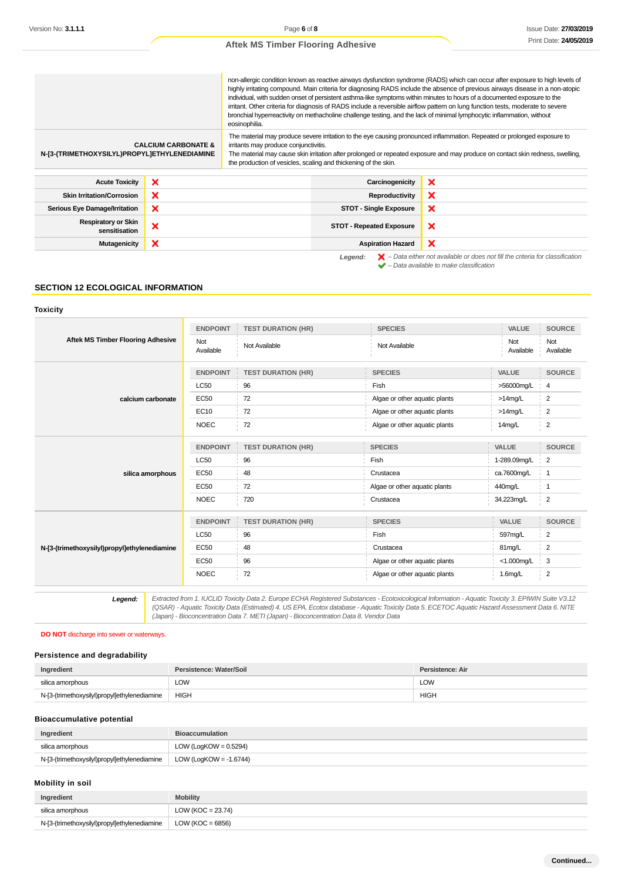| | |
|---|---|
| | non-allergic condition known as reactive airways dysfunction syndrome (RADS) which can occur after exposure to high levels of highly irritating compound. Main criteria for diagnosing RADS include the absence of previous airways disease in a non-atopic individual, with sudden onset of persistent asthma-like symptoms within minutes to hours of a documented exposure to the irritant. Other criteria for diagnosis of RADS include a reversible airflow pattern on lung function tests, moderate to severe bronchial hyperreactivity on methacholine challenge testing, and the lack of minimal lymphocytic inflammation, without eosinophilia. |
| **CALCIUM CARBONATE & N-[3-(TRIMETHOXYSILYL)PROPYL]ETHYLENEDIAMINE** | The material may produce severe irritation to the eye causing pronounced inflammation. Repeated or prolonged exposure to irritants may produce conjunctivitis. The material may cause skin irritation after prolonged or repeated exposure and may produce on contact skin redness, swelling, the production of vesicles, scaling and thickening of the skin. |

| | | | |
|---|---|---|---|
| **Acute Toxicity** | ❌ | **Carcinogenicity** | ❌ |
| **Skin Irritation/Corrosion** | ❌ | **Reproductivity** | ❌ |
| **Serious Eye Damage/Irritation** | ❌ | **STOT - Single Exposure** | ❌ |
| **Respiratory or Skin sensitisation** | ❌ | **STOT - Repeated Exposure** | ❌ |
| **Mutagenicity** | ❌ | **Aspiration Hazard** | ❌ |

*Legend:* ❌ *– Data either not available or does not fill the criteria for classification*
✔ *– Data available to make classification*

## SECTION 12 ECOLOGICAL INFORMATION

### Toxicity

| | ENDPOINT | TEST DURATION (HR) | SPECIES | VALUE | SOURCE |
|---|---|---|---|---|---|
| **Aftek MS Timber Flooring Adhesive** | Not Available | Not Available | Not Available | Not Available | Not Available |

| | ENDPOINT | TEST DURATION (HR) | SPECIES | VALUE | SOURCE |
|---|---|---|---|---|---|
| **calcium carbonate** | LC50 | 96 | Fish | >56000mg/L | 4 |
| | EC50 | 72 | Algae or other aquatic plants | >14mg/L | 2 |
| | EC10 | 72 | Algae or other aquatic plants | >14mg/L | 2 |
| | NOEC | 72 | Algae or other aquatic plants | 14mg/L | 2 |

| | ENDPOINT | TEST DURATION (HR) | SPECIES | VALUE | SOURCE |
|---|---|---|---|---|---|
| **silica amorphous** | LC50 | 96 | Fish | 1-289.09mg/L | 2 |
| | EC50 | 48 | Crustacea | ca.7600mg/L | 1 |
| | EC50 | 72 | Algae or other aquatic plants | 440mg/L | 1 |
| | NOEC | 720 | Crustacea | 34.223mg/L | 2 |

| | ENDPOINT | TEST DURATION (HR) | SPECIES | VALUE | SOURCE |
|---|---|---|---|---|---|
| **N-[3-(trimethoxysilyl)propyl]ethylenediamine** | LC50 | 96 | Fish | 597mg/L | 2 |
| | EC50 | 48 | Crustacea | 81mg/L | 2 |
| | EC50 | 96 | Algae or other aquatic plants | <1.000mg/L | 3 |
| | NOEC | 72 | Algae or other aquatic plants | 1.6mg/L | 2 |

***Legend:*** *Extracted from 1. IUCLID Toxicity Data 2. Europe ECHA Registered Substances - Ecotoxicological Information - Aquatic Toxicity 3. EPIWIN Suite V3.12 (QSAR) - Aquatic Toxicity Data (Estimated) 4. US EPA, Ecotox database - Aquatic Toxicity Data 5. ECETOC Aquatic Hazard Assessment Data 6. NITE (Japan) - Bioconcentration Data 7. METI (Japan) - Bioconcentration Data 8. Vendor Data*

**DO NOT** discharge into sewer or waterways.

### Persistence and degradability

| Ingredient | Persistence: Water/Soil | Persistence: Air |
|---|---|---|
| silica amorphous | LOW | LOW |
| N-[3-(trimethoxysilyl)propyl]ethylenediamine | HIGH | HIGH |

### Bioaccumulative potential

| Ingredient | Bioaccumulation |
|---|---|
| silica amorphous | LOW (LogKOW = 0.5294) |
| N-[3-(trimethoxysilyl)propyl]ethylenediamine | LOW (LogKOW = -1.6744) |

### Mobility in soil

| Ingredient | Mobility |
|---|---|
| silica amorphous | LOW (KOC = 23.74) |
| N-[3-(trimethoxysilyl)propyl]ethylenediamine | LOW (KOC = 6856) |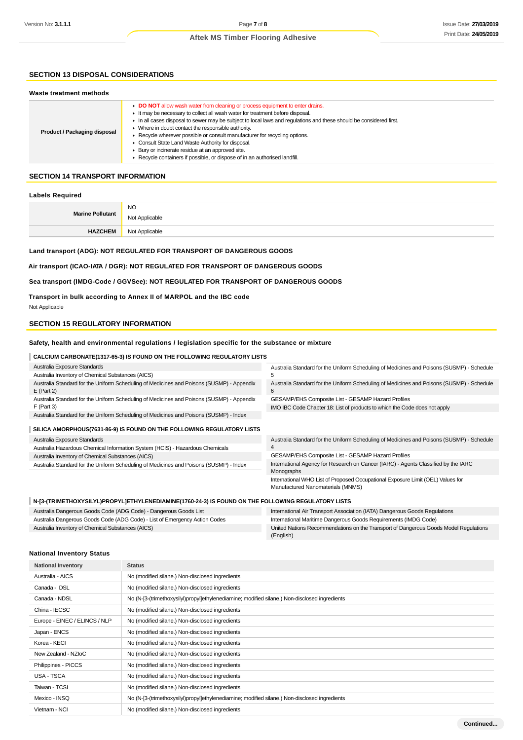## SECTION 13 DISPOSAL CONSIDERATIONS

### Waste treatment methods

| | |
|---|---|
| **Product / Packaging disposal** | ▸ **DO NOT** allow wash water from cleaning or process equipment to enter drains.<br>▸ It may be necessary to collect all wash water for treatment before disposal.<br>▸ In all cases disposal to sewer may be subject to local laws and regulations and these should be considered first.<br>▸ Where in doubt contact the responsible authority.<br>▸ Recycle wherever possible or consult manufacturer for recycling options.<br>▸ Consult State Land Waste Authority for disposal.<br>▸ Bury or incinerate residue at an approved site.<br>▸ Recycle containers if possible, or dispose of in an authorised landfill. |

## SECTION 14 TRANSPORT INFORMATION

### Labels Required

| | |
|---|---|
| **Marine Pollutant** | NO<br>Not Applicable |
| **HAZCHEM** | Not Applicable |

**Land transport (ADG): NOT REGULATED FOR TRANSPORT OF DANGEROUS GOODS**

**Air transport (ICAO-IATA / DGR): NOT REGULATED FOR TRANSPORT OF DANGEROUS GOODS**

**Sea transport (IMDG-Code / GGVSee): NOT REGULATED FOR TRANSPORT OF DANGEROUS GOODS**

**Transport in bulk according to Annex II of MARPOL and the IBC code**

Not Applicable

## SECTION 15 REGULATORY INFORMATION

### Safety, health and environmental regulations / legislation specific for the substance or mixture

**CALCIUM CARBONATE(1317-65-3) IS FOUND ON THE FOLLOWING REGULATORY LISTS**

| | |
|---|---|
| Australia Exposure Standards | Australia Standard for the Uniform Scheduling of Medicines and Poisons (SUSMP) - Schedule 5 |
| Australia Inventory of Chemical Substances (AICS) | Australia Standard for the Uniform Scheduling of Medicines and Poisons (SUSMP) - Schedule 6 |
| Australia Standard for the Uniform Scheduling of Medicines and Poisons (SUSMP) - Appendix E (Part 2) | GESAMP/EHS Composite List - GESAMP Hazard Profiles |
| Australia Standard for the Uniform Scheduling of Medicines and Poisons (SUSMP) - Appendix F (Part 3) | IMO IBC Code Chapter 18: List of products to which the Code does not apply |
| Australia Standard for the Uniform Scheduling of Medicines and Poisons (SUSMP) - Index | |

**SILICA AMORPHOUS(7631-86-9) IS FOUND ON THE FOLLOWING REGULATORY LISTS**

| | |
|---|---|
| Australia Exposure Standards | Australia Standard for the Uniform Scheduling of Medicines and Poisons (SUSMP) - Schedule 4 |
| Australia Hazardous Chemical Information System (HCIS) - Hazardous Chemicals | GESAMP/EHS Composite List - GESAMP Hazard Profiles |
| Australia Inventory of Chemical Substances (AICS) | International Agency for Research on Cancer (IARC) - Agents Classified by the IARC Monographs |
| Australia Standard for the Uniform Scheduling of Medicines and Poisons (SUSMP) - Index | International WHO List of Proposed Occupational Exposure Limit (OEL) Values for Manufactured Nanomaterials (MNMS) |

**N-[3-(TRIMETHOXYSILYL)PROPYL]ETHYLENEDIAMINE(1760-24-3) IS FOUND ON THE FOLLOWING REGULATORY LISTS**

| | |
|---|---|
| Australia Dangerous Goods Code (ADG Code) - Dangerous Goods List | International Air Transport Association (IATA) Dangerous Goods Regulations |
| Australia Dangerous Goods Code (ADG Code) - List of Emergency Action Codes | International Maritime Dangerous Goods Requirements (IMDG Code) |
| Australia Inventory of Chemical Substances (AICS) | United Nations Recommendations on the Transport of Dangerous Goods Model Regulations (English) |

### National Inventory Status

| National Inventory | Status |
|---|---|
| Australia - AICS | No (modified silane.) Non-disclosed ingredients |
| Canada - DSL | No (modified silane.) Non-disclosed ingredients |
| Canada - NDSL | No (N-[3-(trimethoxysilyl)propyl]ethylenediamine; modified silane.) Non-disclosed ingredients |
| China - IECSC | No (modified silane.) Non-disclosed ingredients |
| Europe - EINEC / ELINCS / NLP | No (modified silane.) Non-disclosed ingredients |
| Japan - ENCS | No (modified silane.) Non-disclosed ingredients |
| Korea - KECI | No (modified silane.) Non-disclosed ingredients |
| New Zealand - NZIoC | No (modified silane.) Non-disclosed ingredients |
| Philippines - PICCS | No (modified silane.) Non-disclosed ingredients |
| USA - TSCA | No (modified silane.) Non-disclosed ingredients |
| Taiwan - TCSI | No (modified silane.) Non-disclosed ingredients |
| Mexico - INSQ | No (N-[3-(trimethoxysilyl)propyl]ethylenediamine; modified silane.) Non-disclosed ingredients |
| Vietnam - NCI | No (modified silane.) Non-disclosed ingredients |

Continued...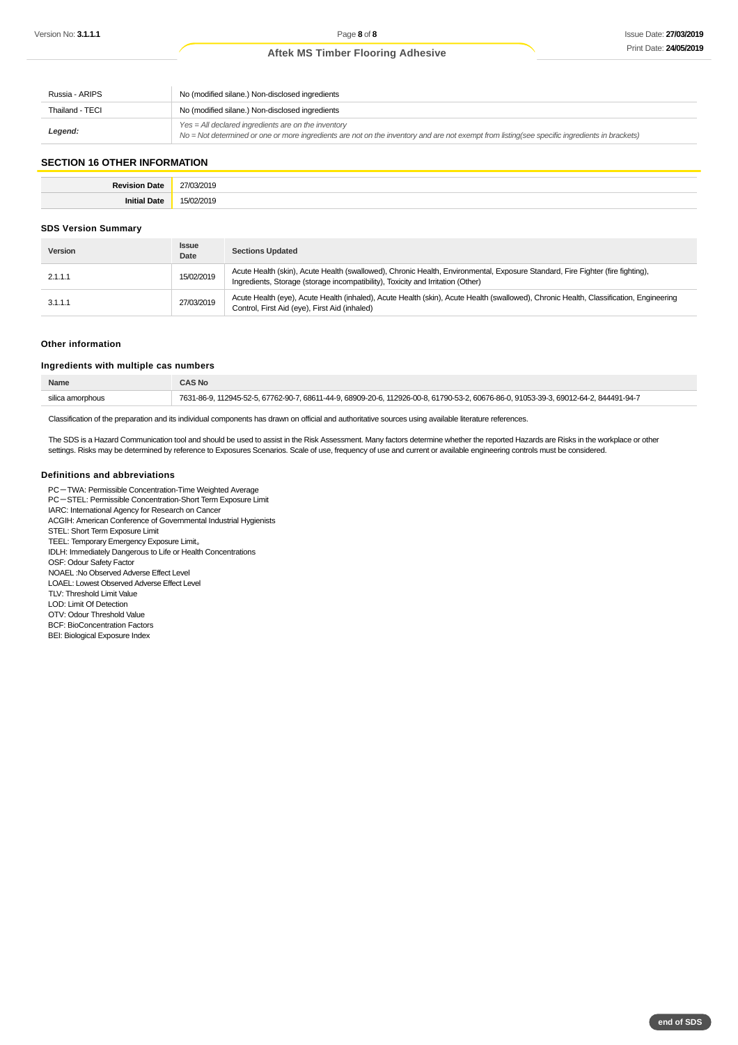| | |
|---|---|
| Russia - ARIPS | No (modified silane.) Non-disclosed ingredients |
| Thailand - TECI | No (modified silane.) Non-disclosed ingredients |
| ***Legend:*** | *Yes = All declared ingredients are on the inventory*<br>*No = Not determined or one or more ingredients are not on the inventory and are not exempt from listing(see specific ingredients in brackets)* |

## SECTION 16 OTHER INFORMATION

| | |
|---|---|
| **Revision Date** | 27/03/2019 |
| **Initial Date** | 15/02/2019 |

### SDS Version Summary

| Version | Issue Date | Sections Updated |
|---|---|---|
| 2.1.1.1 | 15/02/2019 | Acute Health (skin), Acute Health (swallowed), Chronic Health, Environmental, Exposure Standard, Fire Fighter (fire fighting), Ingredients, Storage (storage incompatibility), Toxicity and Irritation (Other) |
| 3.1.1.1 | 27/03/2019 | Acute Health (eye), Acute Health (inhaled), Acute Health (skin), Acute Health (swallowed), Chronic Health, Classification, Engineering Control, First Aid (eye), First Aid (inhaled) |

### Other information

### Ingredients with multiple cas numbers

| Name | CAS No |
|---|---|
| silica amorphous | 7631-86-9, 112945-52-5, 67762-90-7, 68611-44-9, 68909-20-6, 112926-00-8, 61790-53-2, 60676-86-0, 91053-39-3, 69012-64-2, 844491-94-7 |

Classification of the preparation and its individual components has drawn on official and authoritative sources using available literature references.

The SDS is a Hazard Communication tool and should be used to assist in the Risk Assessment. Many factors determine whether the reported Hazards are Risks in the workplace or other settings. Risks may be determined by reference to Exposures Scenarios. Scale of use, frequency of use and current or available engineering controls must be considered.

### Definitions and abbreviations

PC－TWA: Permissible Concentration-Time Weighted Average
PC－STEL: Permissible Concentration-Short Term Exposure Limit
IARC: International Agency for Research on Cancer
ACGIH: American Conference of Governmental Industrial Hygienists
STEL: Short Term Exposure Limit
TEEL: Temporary Emergency Exposure Limit。
IDLH: Immediately Dangerous to Life or Health Concentrations
OSF: Odour Safety Factor
NOAEL :No Observed Adverse Effect Level
LOAEL: Lowest Observed Adverse Effect Level
TLV: Threshold Limit Value
LOD: Limit Of Detection
OTV: Odour Threshold Value
BCF: BioConcentration Factors
BEI: Biological Exposure Index

end of SDS